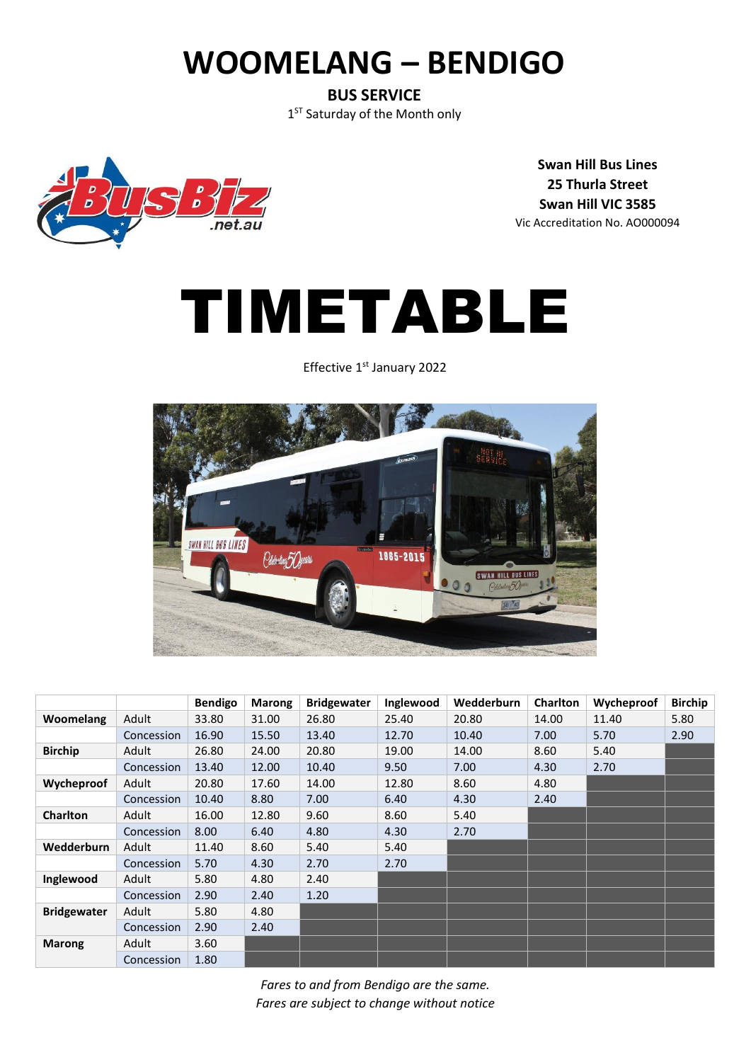# WOOMELANG – BENDIGO

**BUS SERVICE**

1ST Saturday of the Month only

**Swan Hill Bus Lines**
**25 Thurla Street**
**Swan Hill VIC 3585**
Vic Accreditation No. AO000094

# TIMETABLE

Effective 1st January 2022

| | | Bendigo | Marong | Bridgewater | Inglewood | Wedderburn | Charlton | Wycheproof | Birchip |
|---|---|---|---|---|---|---|---|---|---|
| **Woomelang** | Adult | 33.80 | 31.00 | 26.80 | 25.40 | 20.80 | 14.00 | 11.40 | 5.80 |
| | Concession | 16.90 | 15.50 | 13.40 | 12.70 | 10.40 | 7.00 | 5.70 | 2.90 |
| **Birchip** | Adult | 26.80 | 24.00 | 20.80 | 19.00 | 14.00 | 8.60 | 5.40 | |
| | Concession | 13.40 | 12.00 | 10.40 | 9.50 | 7.00 | 4.30 | 2.70 | |
| **Wycheproof** | Adult | 20.80 | 17.60 | 14.00 | 12.80 | 8.60 | 4.80 | | |
| | Concession | 10.40 | 8.80 | 7.00 | 6.40 | 4.30 | 2.40 | | |
| **Charlton** | Adult | 16.00 | 12.80 | 9.60 | 8.60 | 5.40 | | | |
| | Concession | 8.00 | 6.40 | 4.80 | 4.30 | 2.70 | | | |
| **Wedderburn** | Adult | 11.40 | 8.60 | 5.40 | 5.40 | | | | |
| | Concession | 5.70 | 4.30 | 2.70 | 2.70 | | | | |
| **Inglewood** | Adult | 5.80 | 4.80 | 2.40 | | | | | |
| | Concession | 2.90 | 2.40 | 1.20 | | | | | |
| **Bridgewater** | Adult | 5.80 | 4.80 | | | | | | |
| | Concession | 2.90 | 2.40 | | | | | | |
| **Marong** | Adult | 3.60 | | | | | | | |
| | Concession | 1.80 | | | | | | | |

*Fares to and from Bendigo are the same.*
*Fares are subject to change without notice*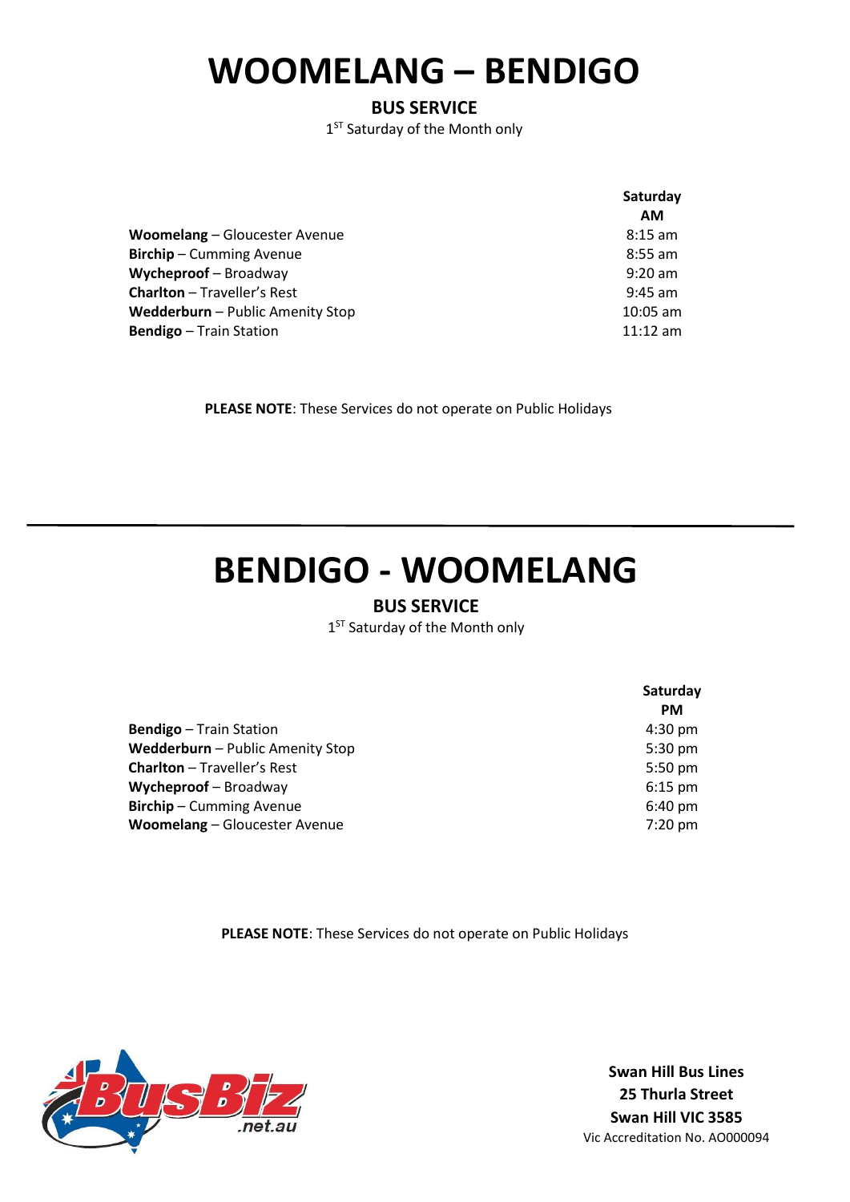# WOOMELANG – BENDIGO

**BUS SERVICE**

1ST Saturday of the Month only

| | Saturday AM |
|---|---|
| **Woomelang** – Gloucester Avenue | 8:15 am |
| **Birchip** – Cumming Avenue | 8:55 am |
| **Wycheproof** – Broadway | 9:20 am |
| **Charlton** – Traveller's Rest | 9:45 am |
| **Wedderburn** – Public Amenity Stop | 10:05 am |
| **Bendigo** – Train Station | 11:12 am |

**PLEASE NOTE**: These Services do not operate on Public Holidays

---

# BENDIGO - WOOMELANG

**BUS SERVICE**

1ST Saturday of the Month only

| | Saturday PM |
|---|---|
| **Bendigo** – Train Station | 4:30 pm |
| **Wedderburn** – Public Amenity Stop | 5:30 pm |
| **Charlton** – Traveller's Rest | 5:50 pm |
| **Wycheproof** – Broadway | 6:15 pm |
| **Birchip** – Cumming Avenue | 6:40 pm |
| **Woomelang** – Gloucester Avenue | 7:20 pm |

**PLEASE NOTE**: These Services do not operate on Public Holidays

BusBiz .net.au

**Swan Hill Bus Lines**
**25 Thurla Street**
**Swan Hill VIC 3585**
Vic Accreditation No. AO000094